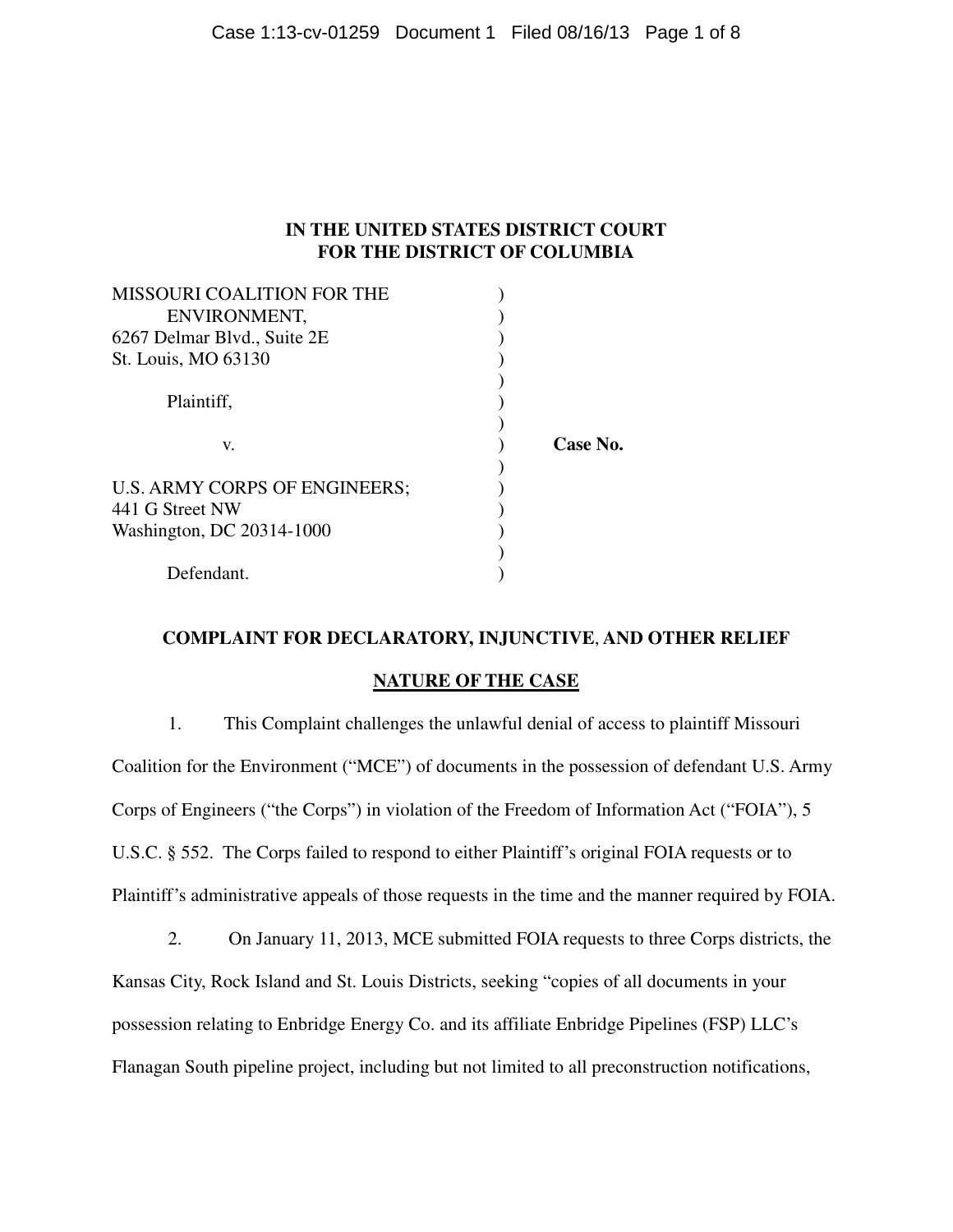**IN THE UNITED STATES DISTRICT COURT**
**FOR THE DISTRICT OF COLUMBIA**

MISSOURI COALITION FOR THE ENVIRONMENT,
6267 Delmar Blvd., Suite 2E
St. Louis, MO 63130

Plaintiff,

v.

U.S. ARMY CORPS OF ENGINEERS;
441 G Street NW
Washington, DC 20314-1000

Defendant.

**Case No.**

## COMPLAINT FOR DECLARATORY, INJUNCTIVE, AND OTHER RELIEF

### NATURE OF THE CASE

1. This Complaint challenges the unlawful denial of access to plaintiff Missouri Coalition for the Environment ("MCE") of documents in the possession of defendant U.S. Army Corps of Engineers ("the Corps") in violation of the Freedom of Information Act ("FOIA"), 5 U.S.C. § 552. The Corps failed to respond to either Plaintiff's original FOIA requests or to Plaintiff's administrative appeals of those requests in the time and the manner required by FOIA.

2. On January 11, 2013, MCE submitted FOIA requests to three Corps districts, the Kansas City, Rock Island and St. Louis Districts, seeking "copies of all documents in your possession relating to Enbridge Energy Co. and its affiliate Enbridge Pipelines (FSP) LLC's Flanagan South pipeline project, including but not limited to all preconstruction notifications,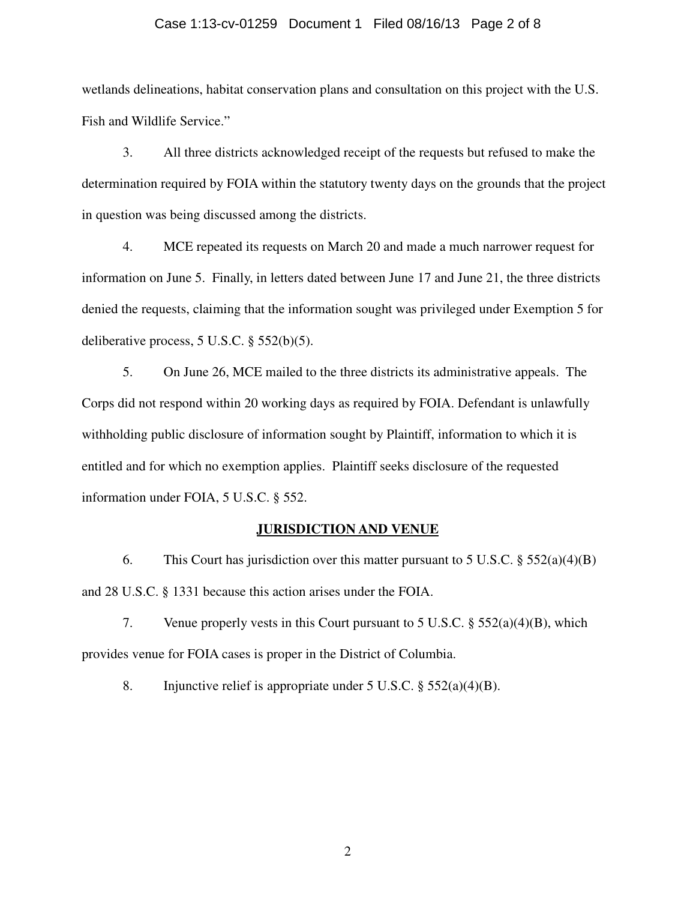wetlands delineations, habitat conservation plans and consultation on this project with the U.S. Fish and Wildlife Service."

3. All three districts acknowledged receipt of the requests but refused to make the determination required by FOIA within the statutory twenty days on the grounds that the project in question was being discussed among the districts.

4. MCE repeated its requests on March 20 and made a much narrower request for information on June 5. Finally, in letters dated between June 17 and June 21, the three districts denied the requests, claiming that the information sought was privileged under Exemption 5 for deliberative process, 5 U.S.C. § 552(b)(5).

5. On June 26, MCE mailed to the three districts its administrative appeals. The Corps did not respond within 20 working days as required by FOIA. Defendant is unlawfully withholding public disclosure of information sought by Plaintiff, information to which it is entitled and for which no exemption applies. Plaintiff seeks disclosure of the requested information under FOIA, 5 U.S.C. § 552.

## JURISDICTION AND VENUE

6. This Court has jurisdiction over this matter pursuant to 5 U.S.C. § 552(a)(4)(B) and 28 U.S.C. § 1331 because this action arises under the FOIA.

7. Venue properly vests in this Court pursuant to 5 U.S.C. § 552(a)(4)(B), which provides venue for FOIA cases is proper in the District of Columbia.

8. Injunctive relief is appropriate under 5 U.S.C. § 552(a)(4)(B).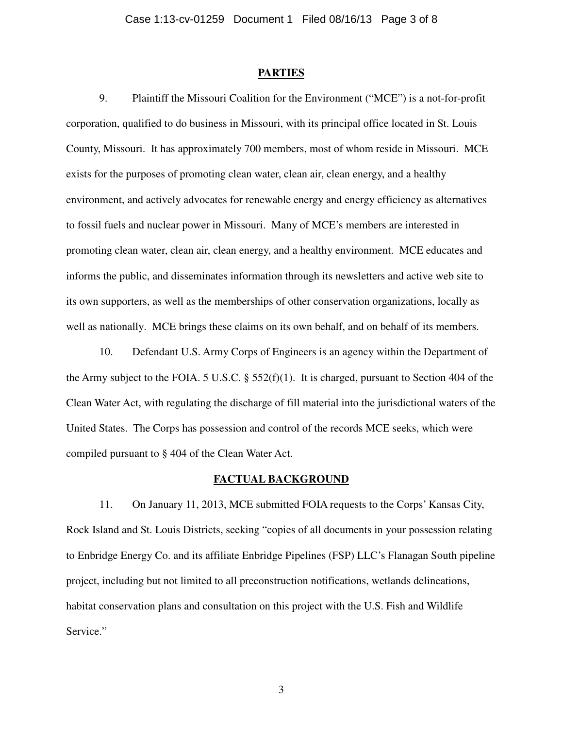## PARTIES

9. Plaintiff the Missouri Coalition for the Environment ("MCE") is a not-for-profit corporation, qualified to do business in Missouri, with its principal office located in St. Louis County, Missouri. It has approximately 700 members, most of whom reside in Missouri. MCE exists for the purposes of promoting clean water, clean air, clean energy, and a healthy environment, and actively advocates for renewable energy and energy efficiency as alternatives to fossil fuels and nuclear power in Missouri. Many of MCE's members are interested in promoting clean water, clean air, clean energy, and a healthy environment. MCE educates and informs the public, and disseminates information through its newsletters and active web site to its own supporters, as well as the memberships of other conservation organizations, locally as well as nationally. MCE brings these claims on its own behalf, and on behalf of its members.

10. Defendant U.S. Army Corps of Engineers is an agency within the Department of the Army subject to the FOIA. 5 U.S.C. § 552(f)(1). It is charged, pursuant to Section 404 of the Clean Water Act, with regulating the discharge of fill material into the jurisdictional waters of the United States. The Corps has possession and control of the records MCE seeks, which were compiled pursuant to § 404 of the Clean Water Act.

## FACTUAL BACKGROUND

11. On January 11, 2013, MCE submitted FOIA requests to the Corps' Kansas City, Rock Island and St. Louis Districts, seeking "copies of all documents in your possession relating to Enbridge Energy Co. and its affiliate Enbridge Pipelines (FSP) LLC's Flanagan South pipeline project, including but not limited to all preconstruction notifications, wetlands delineations, habitat conservation plans and consultation on this project with the U.S. Fish and Wildlife Service."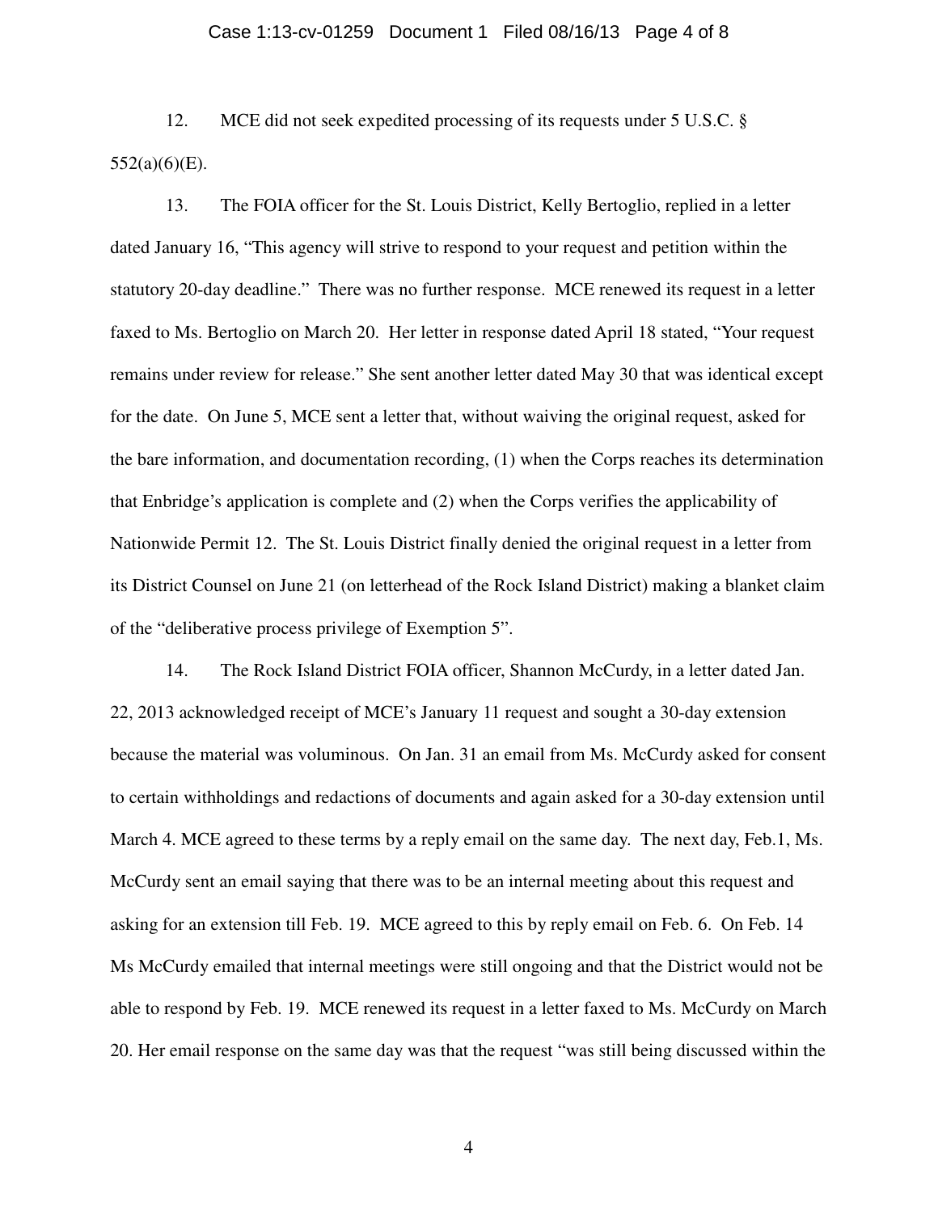12. MCE did not seek expedited processing of its requests under 5 U.S.C. § 552(a)(6)(E).

13. The FOIA officer for the St. Louis District, Kelly Bertoglio, replied in a letter dated January 16, "This agency will strive to respond to your request and petition within the statutory 20-day deadline." There was no further response. MCE renewed its request in a letter faxed to Ms. Bertoglio on March 20. Her letter in response dated April 18 stated, "Your request remains under review for release." She sent another letter dated May 30 that was identical except for the date. On June 5, MCE sent a letter that, without waiving the original request, asked for the bare information, and documentation recording, (1) when the Corps reaches its determination that Enbridge's application is complete and (2) when the Corps verifies the applicability of Nationwide Permit 12. The St. Louis District finally denied the original request in a letter from its District Counsel on June 21 (on letterhead of the Rock Island District) making a blanket claim of the "deliberative process privilege of Exemption 5".

14. The Rock Island District FOIA officer, Shannon McCurdy, in a letter dated Jan. 22, 2013 acknowledged receipt of MCE's January 11 request and sought a 30-day extension because the material was voluminous. On Jan. 31 an email from Ms. McCurdy asked for consent to certain withholdings and redactions of documents and again asked for a 30-day extension until March 4. MCE agreed to these terms by a reply email on the same day. The next day, Feb.1, Ms. McCurdy sent an email saying that there was to be an internal meeting about this request and asking for an extension till Feb. 19. MCE agreed to this by reply email on Feb. 6. On Feb. 14 Ms McCurdy emailed that internal meetings were still ongoing and that the District would not be able to respond by Feb. 19. MCE renewed its request in a letter faxed to Ms. McCurdy on March 20. Her email response on the same day was that the request "was still being discussed within the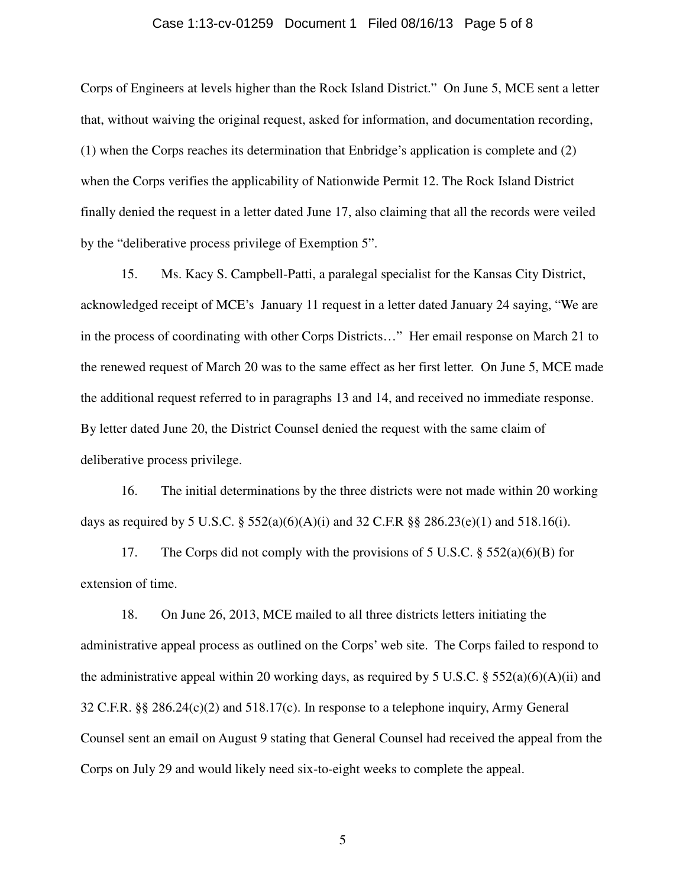Corps of Engineers at levels higher than the Rock Island District." On June 5, MCE sent a letter that, without waiving the original request, asked for information, and documentation recording, (1) when the Corps reaches its determination that Enbridge's application is complete and (2) when the Corps verifies the applicability of Nationwide Permit 12. The Rock Island District finally denied the request in a letter dated June 17, also claiming that all the records were veiled by the "deliberative process privilege of Exemption 5".

15. Ms. Kacy S. Campbell-Patti, a paralegal specialist for the Kansas City District, acknowledged receipt of MCE's January 11 request in a letter dated January 24 saying, "We are in the process of coordinating with other Corps Districts…" Her email response on March 21 to the renewed request of March 20 was to the same effect as her first letter. On June 5, MCE made the additional request referred to in paragraphs 13 and 14, and received no immediate response. By letter dated June 20, the District Counsel denied the request with the same claim of deliberative process privilege.

16. The initial determinations by the three districts were not made within 20 working days as required by 5 U.S.C. § 552(a)(6)(A)(i) and 32 C.F.R §§ 286.23(e)(1) and 518.16(i).

17. The Corps did not comply with the provisions of 5 U.S.C. § 552(a)(6)(B) for extension of time.

18. On June 26, 2013, MCE mailed to all three districts letters initiating the administrative appeal process as outlined on the Corps' web site. The Corps failed to respond to the administrative appeal within 20 working days, as required by 5 U.S.C. § 552(a)(6)(A)(ii) and 32 C.F.R. §§ 286.24(c)(2) and 518.17(c). In response to a telephone inquiry, Army General Counsel sent an email on August 9 stating that General Counsel had received the appeal from the Corps on July 29 and would likely need six-to-eight weeks to complete the appeal.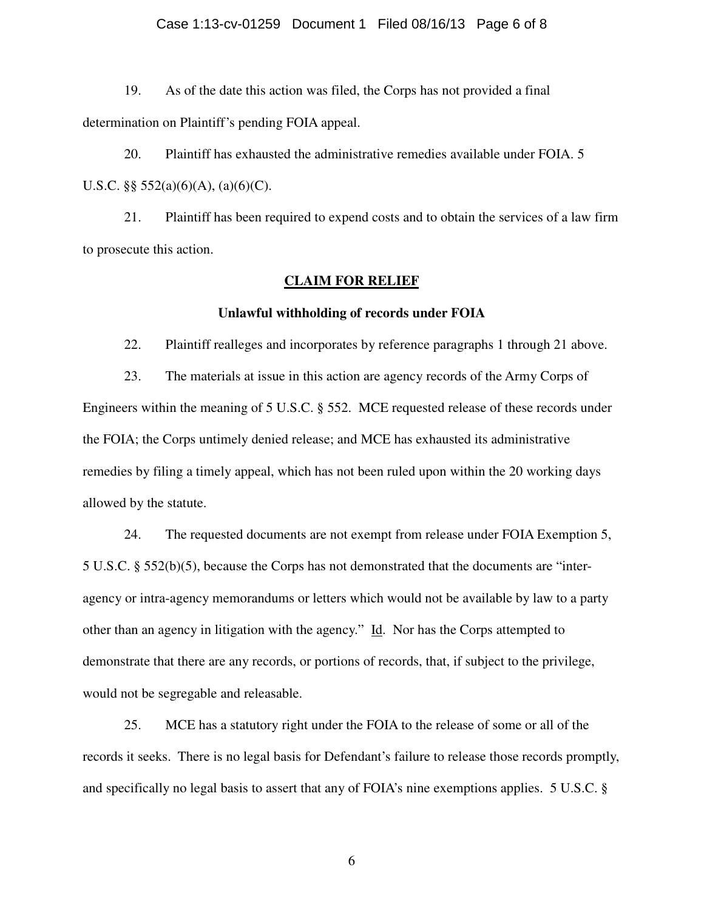19. As of the date this action was filed, the Corps has not provided a final determination on Plaintiff's pending FOIA appeal.

20. Plaintiff has exhausted the administrative remedies available under FOIA. 5 U.S.C. §§ 552(a)(6)(A), (a)(6)(C).

21. Plaintiff has been required to expend costs and to obtain the services of a law firm to prosecute this action.

## CLAIM FOR RELIEF

### Unlawful withholding of records under FOIA

22. Plaintiff realleges and incorporates by reference paragraphs 1 through 21 above.

23. The materials at issue in this action are agency records of the Army Corps of Engineers within the meaning of 5 U.S.C. § 552. MCE requested release of these records under the FOIA; the Corps untimely denied release; and MCE has exhausted its administrative remedies by filing a timely appeal, which has not been ruled upon within the 20 working days allowed by the statute.

24. The requested documents are not exempt from release under FOIA Exemption 5, 5 U.S.C. § 552(b)(5), because the Corps has not demonstrated that the documents are "inter-agency or intra-agency memorandums or letters which would not be available by law to a party other than an agency in litigation with the agency." Id. Nor has the Corps attempted to demonstrate that there are any records, or portions of records, that, if subject to the privilege, would not be segregable and releasable.

25. MCE has a statutory right under the FOIA to the release of some or all of the records it seeks. There is no legal basis for Defendant's failure to release those records promptly, and specifically no legal basis to assert that any of FOIA's nine exemptions applies. 5 U.S.C. §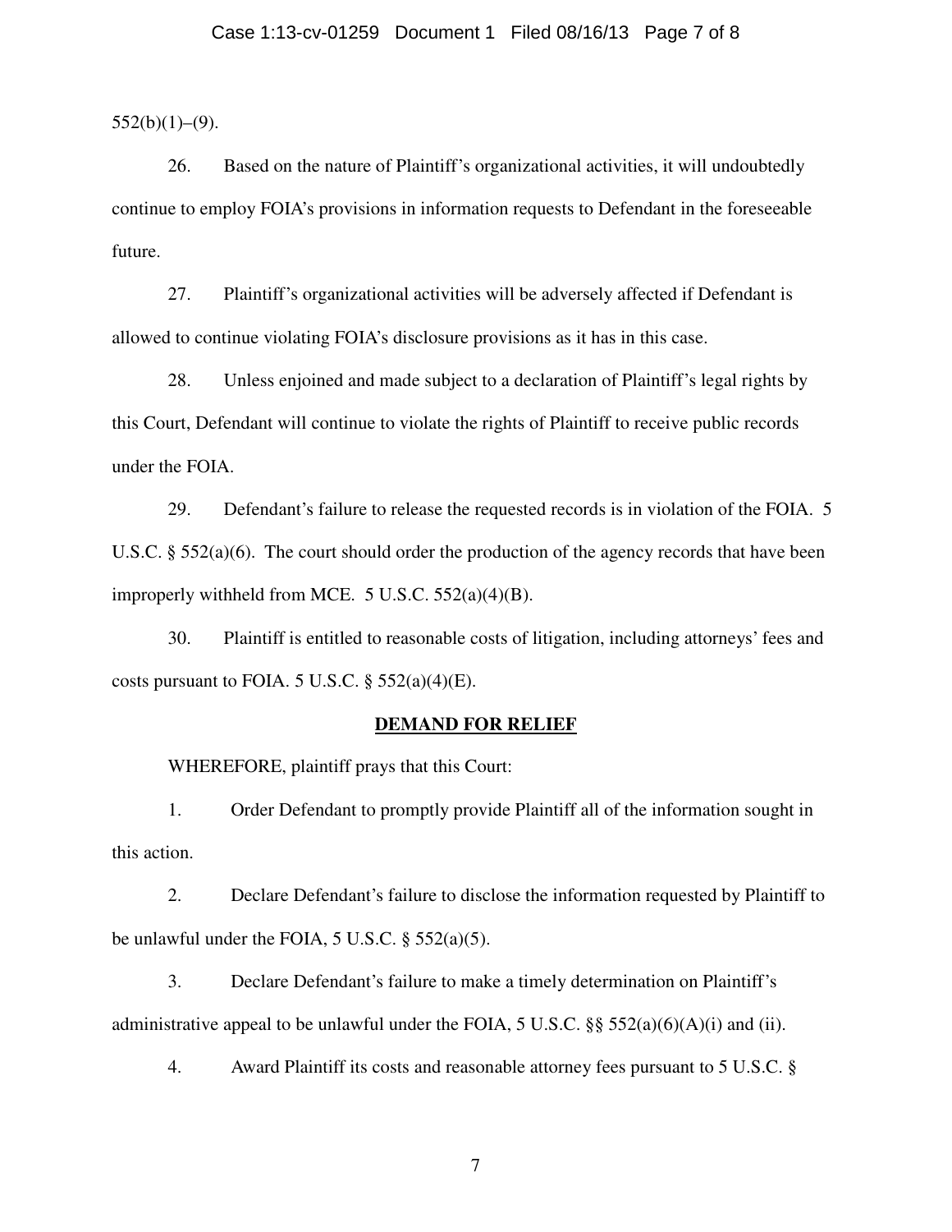552(b)(1)–(9).

26. Based on the nature of Plaintiff's organizational activities, it will undoubtedly continue to employ FOIA's provisions in information requests to Defendant in the foreseeable future.

27. Plaintiff's organizational activities will be adversely affected if Defendant is allowed to continue violating FOIA's disclosure provisions as it has in this case.

28. Unless enjoined and made subject to a declaration of Plaintiff's legal rights by this Court, Defendant will continue to violate the rights of Plaintiff to receive public records under the FOIA.

29. Defendant's failure to release the requested records is in violation of the FOIA. 5 U.S.C. § 552(a)(6). The court should order the production of the agency records that have been improperly withheld from MCE. 5 U.S.C. 552(a)(4)(B).

30. Plaintiff is entitled to reasonable costs of litigation, including attorneys' fees and costs pursuant to FOIA. 5 U.S.C. § 552(a)(4)(E).

## **DEMAND FOR RELIEF**

WHEREFORE, plaintiff prays that this Court:

1. Order Defendant to promptly provide Plaintiff all of the information sought in this action.

2. Declare Defendant's failure to disclose the information requested by Plaintiff to be unlawful under the FOIA, 5 U.S.C. § 552(a)(5).

3. Declare Defendant's failure to make a timely determination on Plaintiff's administrative appeal to be unlawful under the FOIA, 5 U.S.C. §§ 552(a)(6)(A)(i) and (ii).

4. Award Plaintiff its costs and reasonable attorney fees pursuant to 5 U.S.C. §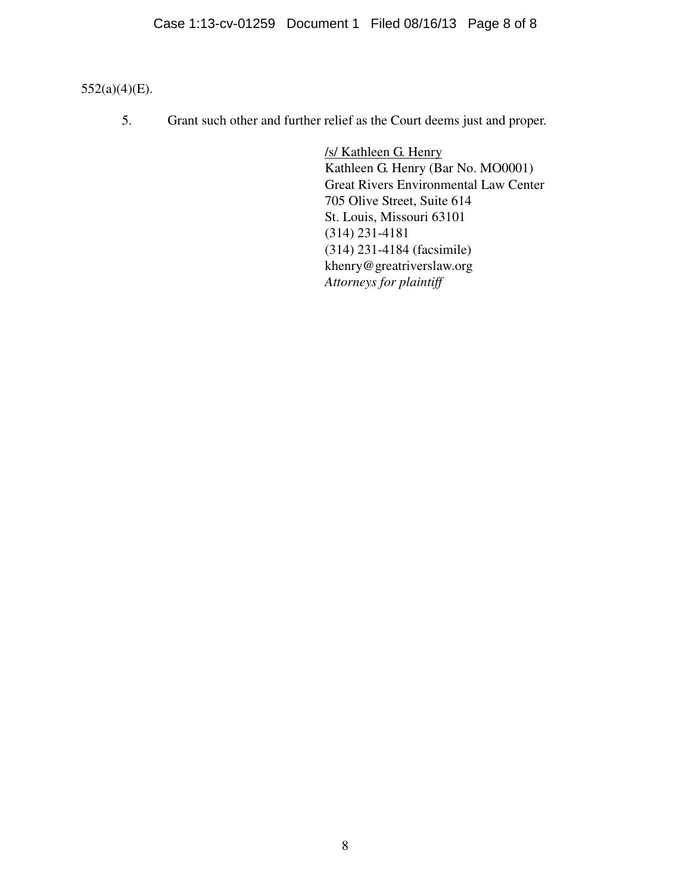552(a)(4)(E).

5. Grant such other and further relief as the Court deems just and proper.

/s/ Kathleen G. Henry
Kathleen G. Henry (Bar No. MO0001)
Great Rivers Environmental Law Center
705 Olive Street, Suite 614
St. Louis, Missouri 63101
(314) 231-4181
(314) 231-4184 (facsimile)
khenry@greatriverslaw.org
*Attorneys for plaintiff*